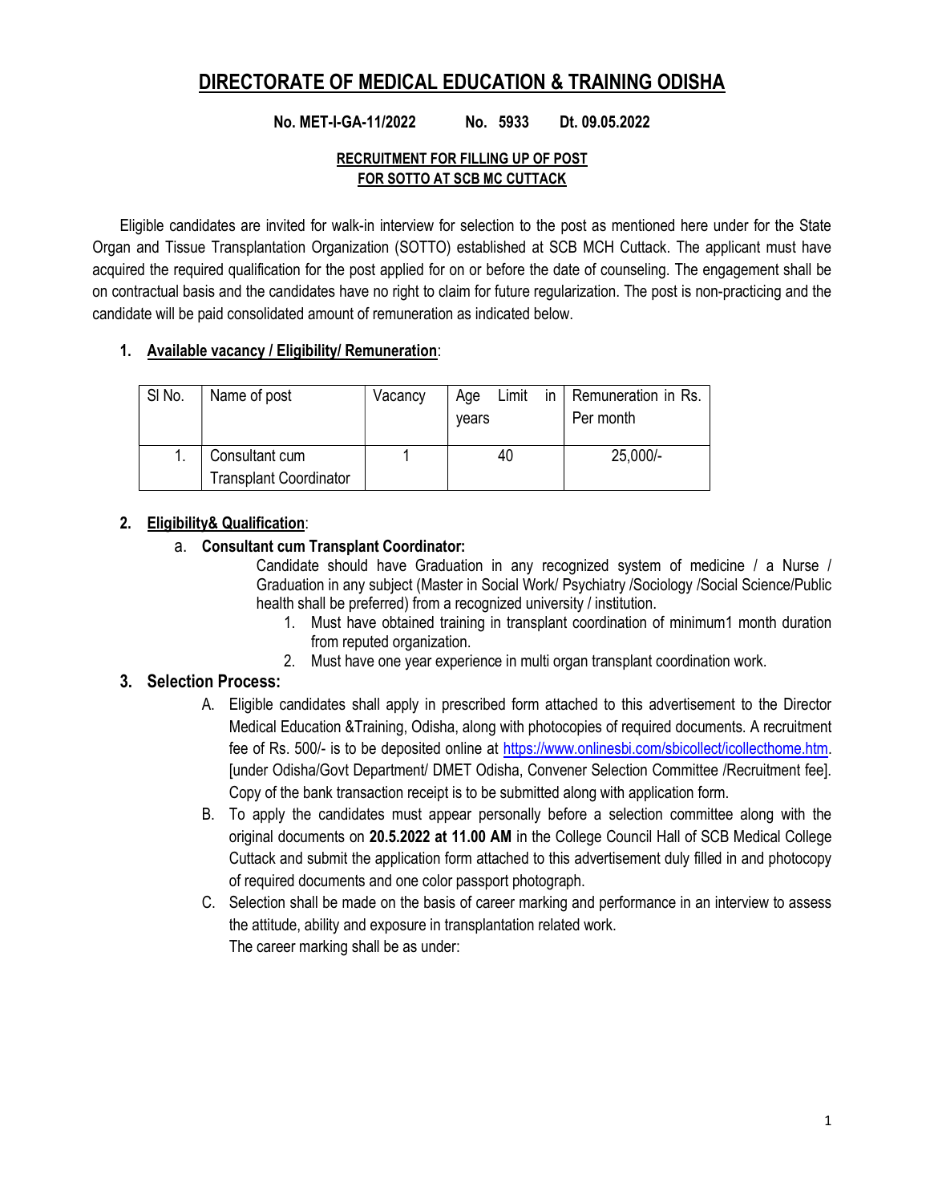# DIRECTORATE OF MEDICAL EDUCATION & TRAINING ODISHA

**No. MET-I-GA-11/2022 No. 5933 Dt. 09.05.2022**

**RECRUITMENT FOR FILLING UP OF POST FOR SOTTO AT SCB MC CUTTACK**

Eligible candidates are invited for walk-in interview for selection to the post as mentioned here under for the State Organ and Tissue Transplantation Organization (SOTTO) established at SCB MCH Cuttack. The applicant must have acquired the required qualification for the post applied for on or before the date of counseling. The engagement shall be on contractual basis and the candidates have no right to claim for future regularization. The post is non-practicing and the candidate will be paid consolidated amount of remuneration as indicated below.

1. **Available vacancy / Eligibility/ Remuneration**:

| Sl No. | Name of post | Vacancy | Age Limit in years | Remuneration in Rs. Per month |
|---|---|---|---|---|
| 1. | Consultant cum Transplant Coordinator | 1 | 40 | 25,000/- |

2. **Eligibility& Qualification**:

   a. **Consultant cum Transplant Coordinator:**

   Candidate should have Graduation in any recognized system of medicine / a Nurse / Graduation in any subject (Master in Social Work/ Psychiatry /Sociology /Social Science/Public health shall be preferred) from a recognized university / institution.

   1. Must have obtained training in transplant coordination of minimum1 month duration from reputed organization.
   2. Must have one year experience in multi organ transplant coordination work.

3. **Selection Process:**

   A. Eligible candidates shall apply in prescribed form attached to this advertisement to the Director Medical Education &Training, Odisha, along with photocopies of required documents. A recruitment fee of Rs. 500/- is to be deposited online at https://www.onlinesbi.com/sbicollect/icollecthome.htm. [under Odisha/Govt Department/ DMET Odisha, Convener Selection Committee /Recruitment fee]. Copy of the bank transaction receipt is to be submitted along with application form.

   B. To apply the candidates must appear personally before a selection committee along with the original documents on **20.5.2022 at 11.00 AM** in the College Council Hall of SCB Medical College Cuttack and submit the application form attached to this advertisement duly filled in and photocopy of required documents and one color passport photograph.

   C. Selection shall be made on the basis of career marking and performance in an interview to assess the attitude, ability and exposure in transplantation related work.

   The career marking shall be as under: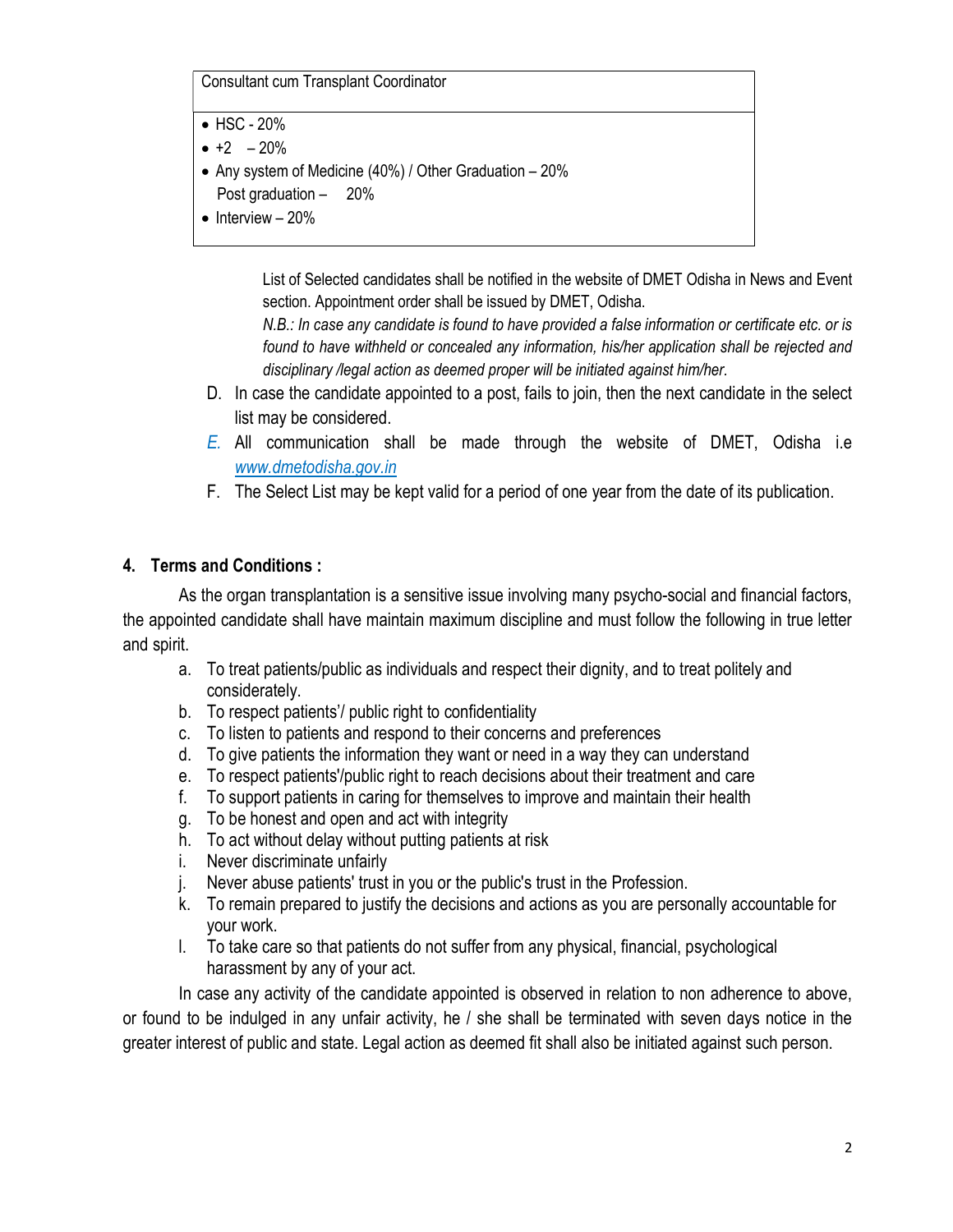| Consultant cum Transplant Coordinator |
|---|
| • HSC - 20%<br>• +2 – 20%<br>• Any system of Medicine (40%) / Other Graduation – 20%<br>Post graduation – 20%<br>• Interview – 20% |

List of Selected candidates shall be notified in the website of DMET Odisha in News and Event section. Appointment order shall be issued by DMET, Odisha.

*N.B.: In case any candidate is found to have provided a false information or certificate etc. or is found to have withheld or concealed any information, his/her application shall be rejected and disciplinary /legal action as deemed proper will be initiated against him/her.*

D. In case the candidate appointed to a post, fails to join, then the next candidate in the select list may be considered.

E. All communication shall be made through the website of DMET, Odisha i.e www.dmetodisha.gov.in

F. The Select List may be kept valid for a period of one year from the date of its publication.

## 4. Terms and Conditions :

As the organ transplantation is a sensitive issue involving many psycho-social and financial factors, the appointed candidate shall have maintain maximum discipline and must follow the following in true letter and spirit.

a. To treat patients/public as individuals and respect their dignity, and to treat politely and considerately.
b. To respect patients'/ public right to confidentiality
c. To listen to patients and respond to their concerns and preferences
d. To give patients the information they want or need in a way they can understand
e. To respect patients'/public right to reach decisions about their treatment and care
f. To support patients in caring for themselves to improve and maintain their health
g. To be honest and open and act with integrity
h. To act without delay without putting patients at risk
i. Never discriminate unfairly
j. Never abuse patients' trust in you or the public's trust in the Profession.
k. To remain prepared to justify the decisions and actions as you are personally accountable for your work.
l. To take care so that patients do not suffer from any physical, financial, psychological harassment by any of your act.

In case any activity of the candidate appointed is observed in relation to non adherence to above, or found to be indulged in any unfair activity, he / she shall be terminated with seven days notice in the greater interest of public and state. Legal action as deemed fit shall also be initiated against such person.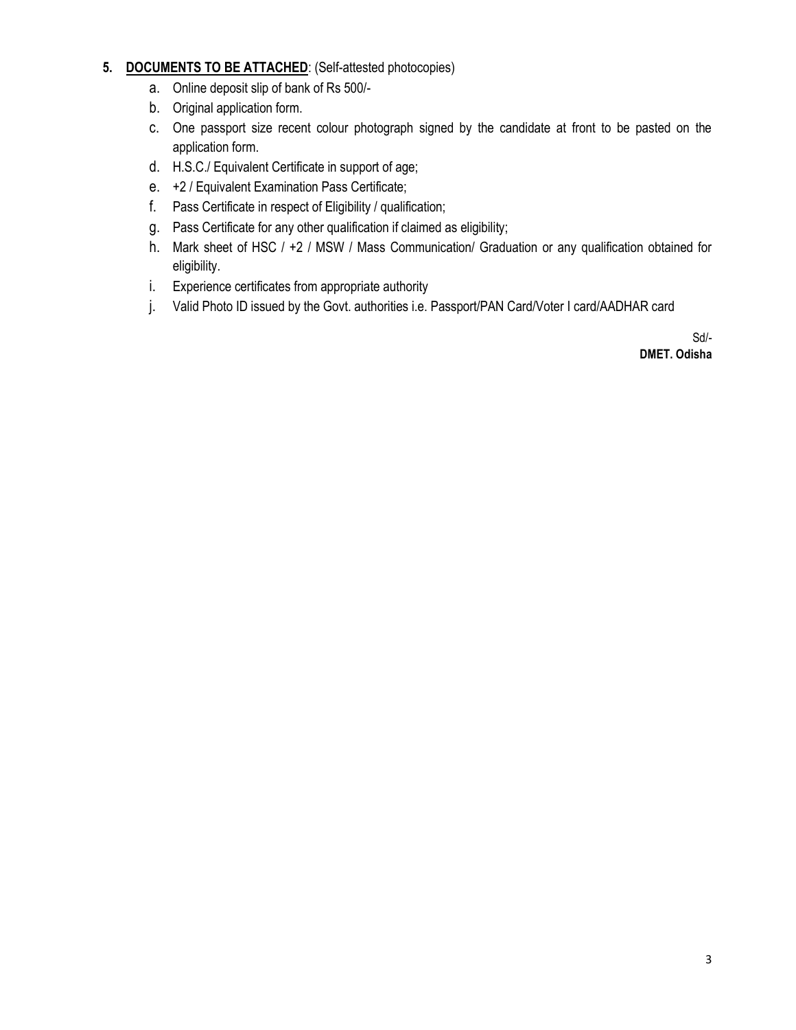**5. <u>DOCUMENTS TO BE ATTACHED</u>**: (Self-attested photocopies)

a. Online deposit slip of bank of Rs 500/-
b. Original application form.
c. One passport size recent colour photograph signed by the candidate at front to be pasted on the application form.
d. H.S.C./ Equivalent Certificate in support of age;
e. +2 / Equivalent Examination Pass Certificate;
f. Pass Certificate in respect of Eligibility / qualification;
g. Pass Certificate for any other qualification if claimed as eligibility;
h. Mark sheet of HSC / +2 / MSW / Mass Communication/ Graduation or any qualification obtained for eligibility.
i. Experience certificates from appropriate authority
j. Valid Photo ID issued by the Govt. authorities i.e. Passport/PAN Card/Voter I card/AADHAR card

Sd/-
**DMET. Odisha**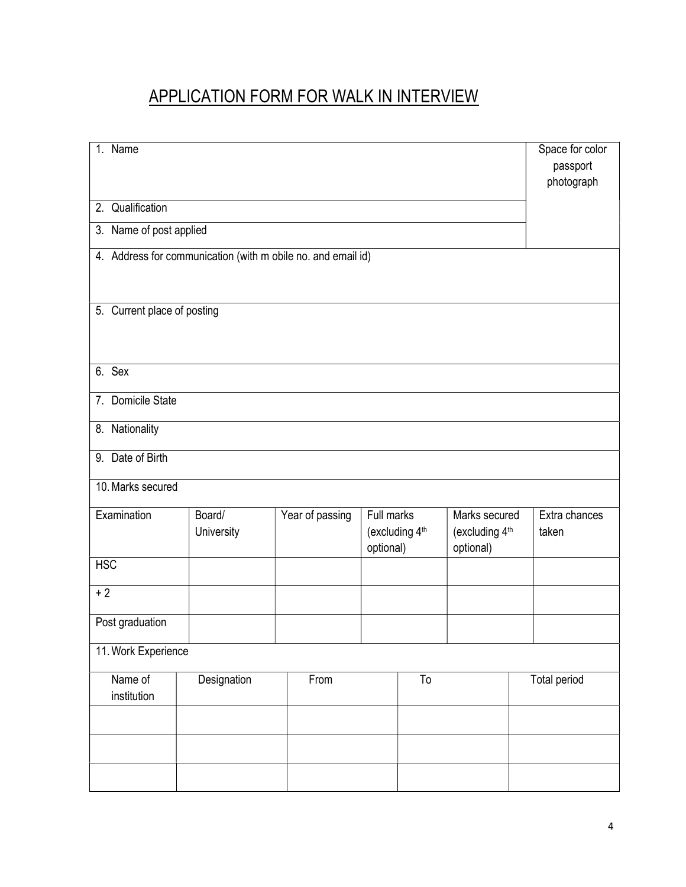# APPLICATION FORM FOR WALK IN INTERVIEW

| | |
|---|---|
| 1. Name | Space for color passport photograph |
| 2. Qualification | |
| 3. Name of post applied | |
| 4. Address for communication (with m obile no. and email id) | |
| 5. Current place of posting | |
| 6. Sex | |
| 7. Domicile State | |
| 8. Nationality | |
| 9. Date of Birth | |
| 10. Marks secured | |

| Examination | Board/ University | Year of passing | Full marks (excluding 4th optional) | Marks secured (excluding 4th optional) | Extra chances taken |
|---|---|---|---|---|---|
| HSC | | | | | |
| + 2 | | | | | |
| Post graduation | | | | | |

11. Work Experience

| Name of institution | Designation | From | To | Total period |
|---|---|---|---|---|
| | | | | |
| | | | | |
| | | | | |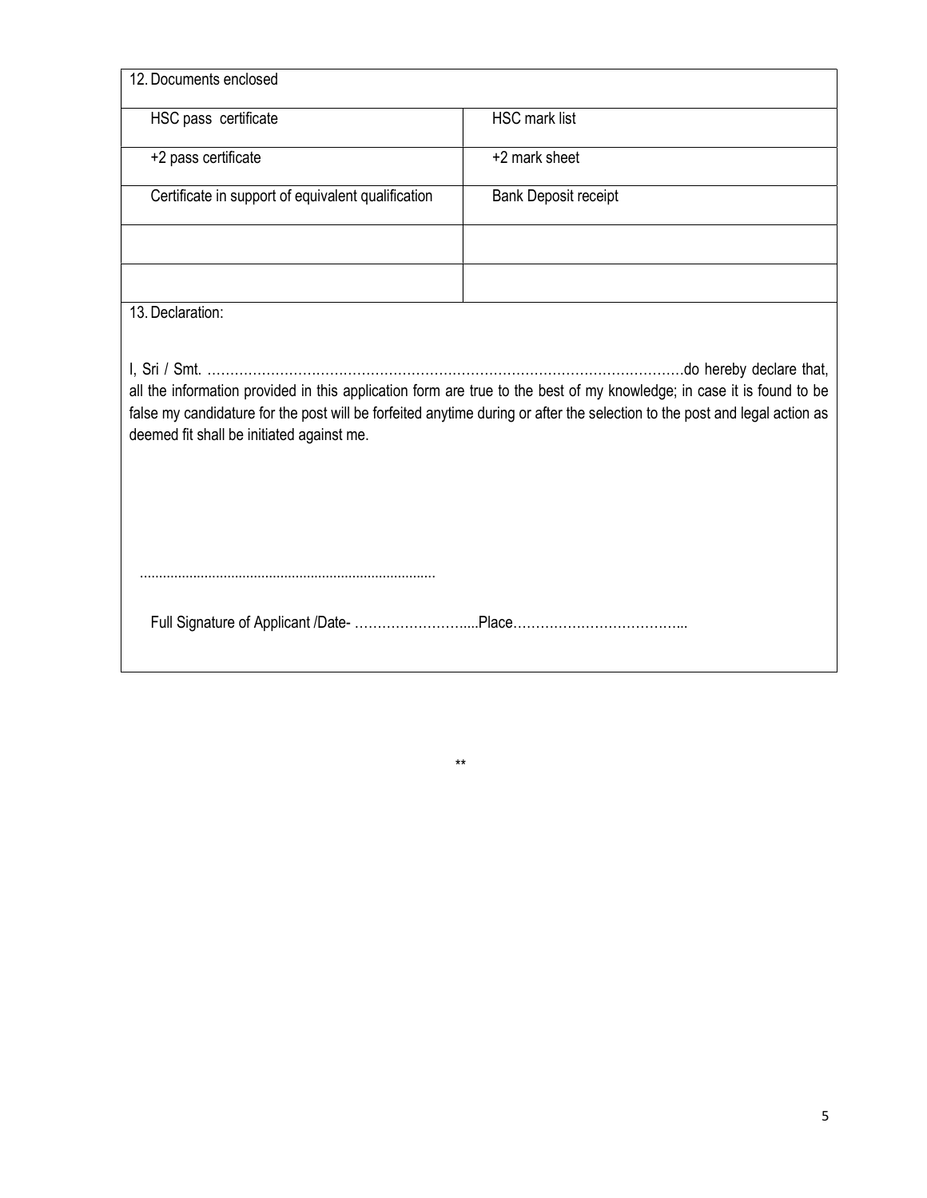12. Documents enclosed

| | |
|---|---|
| HSC pass certificate | HSC mark list |
| +2 pass certificate | +2 mark sheet |
| Certificate in support of equivalent qualification | Bank Deposit receipt |
| | |
| | |

13. Declaration:

I, Sri / Smt. ……………………………………………………………………………………………do hereby declare that, all the information provided in this application form are true to the best of my knowledge; in case it is found to be false my candidature for the post will be forfeited anytime during or after the selection to the post and legal action as deemed fit shall be initiated against me.

............................................................................

Full Signature of Applicant /Date- ……………………....Place………………………………...

**